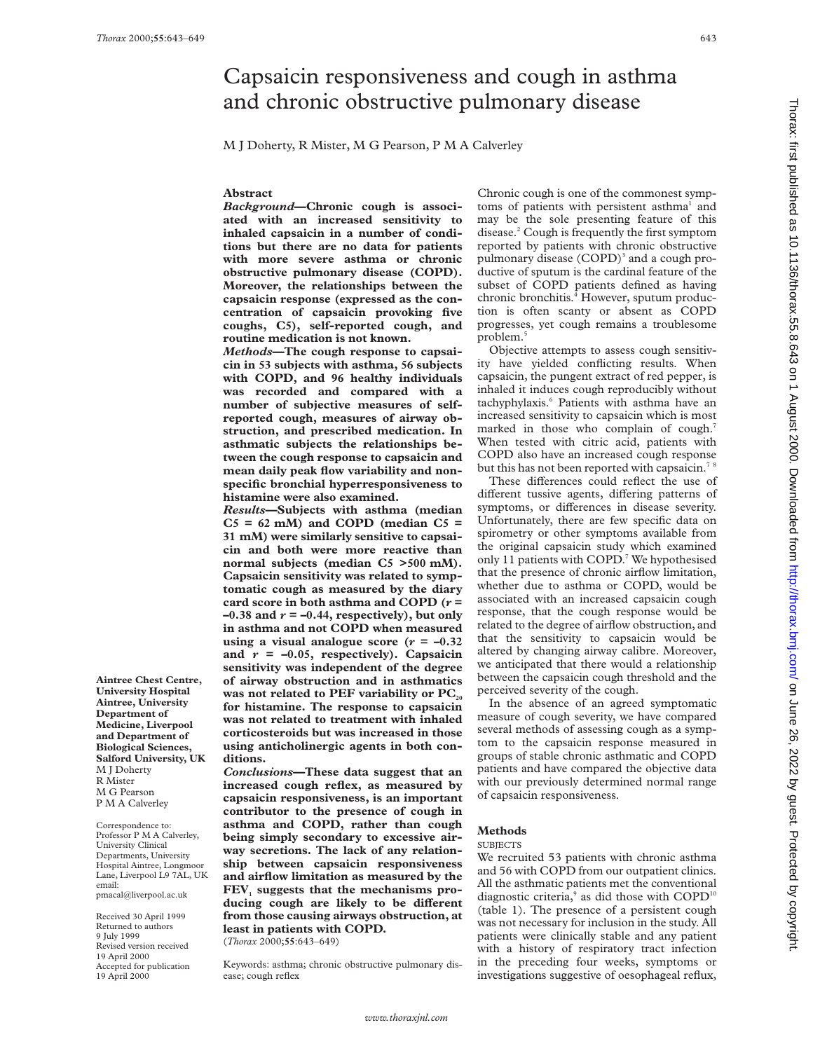# Capsaicin responsiveness and cough in asthma and chronic obstructive pulmonary disease

M J Doherty, R Mister, M G Pearson, P M A Calverley

## Abstract

***Background*—Chronic cough is associated with an increased sensitivity to inhaled capsaicin in a number of conditions but there are no data for patients with more severe asthma or chronic obstructive pulmonary disease (COPD). Moreover, the relationships between the capsaicin response (expressed as the concentration of capsaicin provoking five coughs, C5), self-reported cough, and routine medication is not known.**

***Methods*—The cough response to capsaicin in 53 subjects with asthma, 56 subjects with COPD, and 96 healthy individuals was recorded and compared with a number of subjective measures of self-reported cough, measures of airway obstruction, and prescribed medication. In asthmatic subjects the relationships between the cough response to capsaicin and mean daily peak flow variability and non-specific bronchial hyperresponsiveness to histamine were also examined.**

***Results*—Subjects with asthma (median C5 = 62 mM) and COPD (median C5 = 31 mM) were similarly sensitive to capsaicin and both were more reactive than normal subjects (median C5 >500 mM). Capsaicin sensitivity was related to symptomatic cough as measured by the diary card score in both asthma and COPD (*r* = –0.38 and *r* = –0.44, respectively), but only in asthma and not COPD when measured using a visual analogue score (*r* = –0.32 and *r* = –0.05, respectively). Capsaicin sensitivity was independent of the degree of airway obstruction and in asthmatics was not related to PEF variability or $PC_{20}$ for histamine. The response to capsaicin was not related to treatment with inhaled corticosteroids but was increased in those using anticholinergic agents in both conditions.**

***Conclusions*—These data suggest that an increased cough reflex, as measured by capsaicin responsiveness, is an important contributor to the presence of cough in asthma and COPD, rather than cough being simply secondary to excessive airway secretions. The lack of any relationship between capsaicin responsiveness and airflow limitation as measured by the $FEV_1$ suggests that the mechanisms producing cough are likely to be different from those causing airways obstruction, at least in patients with COPD.**

(*Thorax* 2000;**55**:643–649)

Keywords: asthma; chronic obstructive pulmonary disease; cough reflex

**Aintree Chest Centre, University Hospital Aintree, University Department of Medicine, Liverpool and Department of Biological Sciences, Salford University, UK**
M J Doherty
R Mister
M G Pearson
P M A Calverley

Correspondence to: Professor P M A Calverley, University Clinical Departments, University Hospital Aintree, Longmoor Lane, Liverpool L9 7AL, UK
email: pmacal@liverpool.ac.uk

Received 30 April 1999
Returned to authors 9 July 1999
Revised version received 19 April 2000
Accepted for publication 19 April 2000

Chronic cough is one of the commonest symptoms of patients with persistent asthma[1] and may be the sole presenting feature of this disease.[2] Cough is frequently the first symptom reported by patients with chronic obstructive pulmonary disease (COPD)[3] and a cough productive of sputum is the cardinal feature of the subset of COPD patients defined as having chronic bronchitis.[4] However, sputum production is often scanty or absent as COPD progresses, yet cough remains a troublesome problem.[5]

Objective attempts to assess cough sensitivity have yielded conflicting results. When capsaicin, the pungent extract of red pepper, is inhaled it induces cough reproducibly without tachyphylaxis.[6] Patients with asthma have an increased sensitivity to capsaicin which is most marked in those who complain of cough.[7] When tested with citric acid, patients with COPD also have an increased cough response but this has not been reported with capsaicin.[7 8]

These differences could reflect the use of different tussive agents, differing patterns of symptoms, or differences in disease severity. Unfortunately, there are few specific data on spirometry or other symptoms available from the original capsaicin study which examined only 11 patients with COPD.[7] We hypothesised that the presence of chronic airflow limitation, whether due to asthma or COPD, would be associated with an increased capsaicin cough response, that the cough response would be related to the degree of airflow obstruction, and that the sensitivity to capsaicin would be altered by changing airway calibre. Moreover, we anticipated that there would a relationship between the capsaicin cough threshold and the perceived severity of the cough.

In the absence of an agreed symptomatic measure of cough severity, we have compared several methods of assessing cough as a symptom to the capsaicin response measured in groups of stable chronic asthmatic and COPD patients and have compared the objective data with our previously determined normal range of capsaicin responsiveness.

## Methods

### SUBJECTS

We recruited 53 patients with chronic asthma and 56 with COPD from our outpatient clinics. All the asthmatic patients met the conventional diagnostic criteria,[9] as did those with COPD[10] (table 1). The presence of a persistent cough was not necessary for inclusion in the study. All patients were clinically stable and any patient with a history of respiratory tract infection in the preceding four weeks, symptoms or investigations suggestive of oesophageal reflux,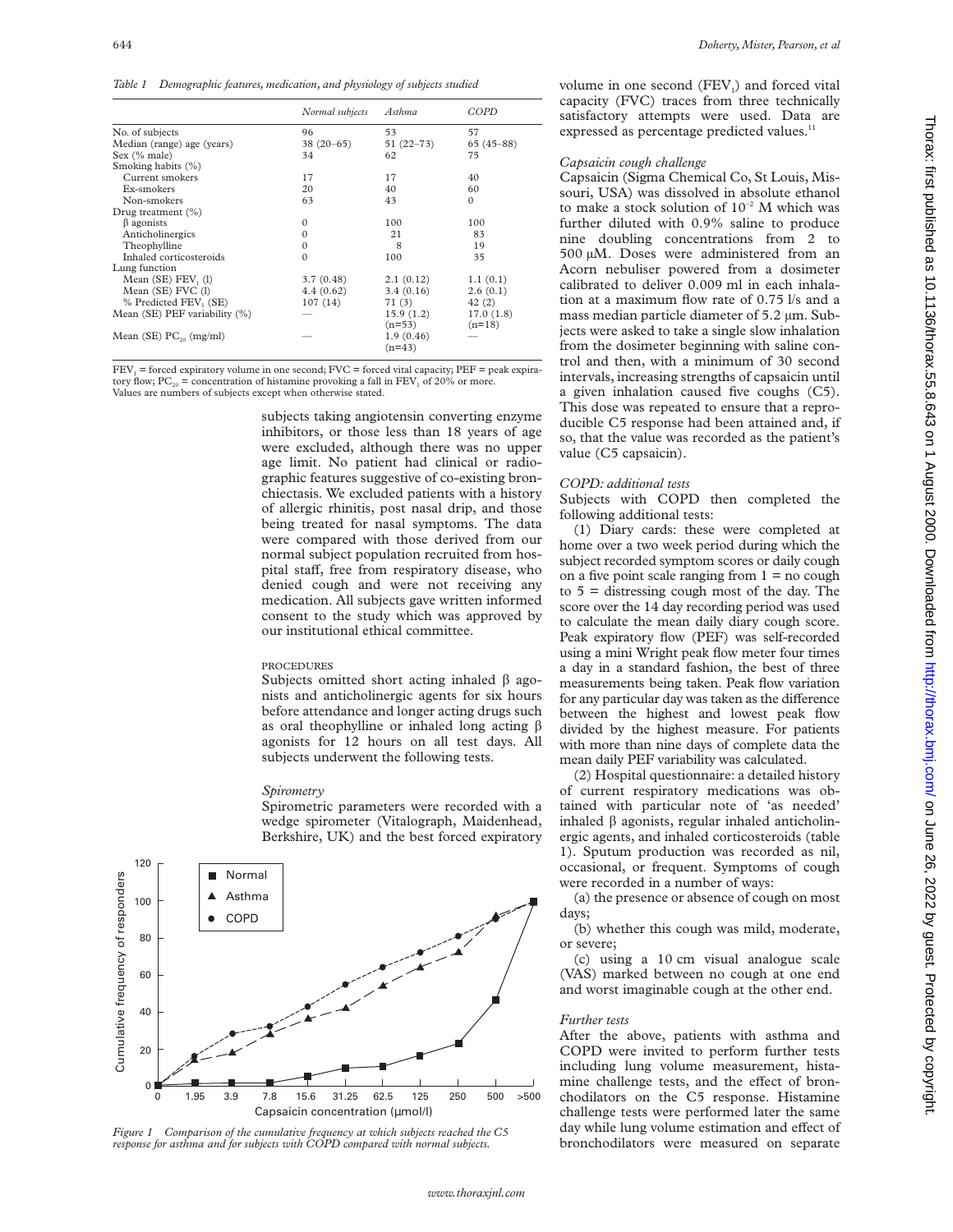*Table 1 Demographic features, medication, and physiology of subjects studied*

| | *Normal subjects* | *Asthma* | *COPD* |
|---|---|---|---|
| No. of subjects | 96 | 53 | 57 |
| Median (range) age (years) | 38 (20–65) | 51 (22–73) | 65 (45–88) |
| Sex (% male) | 34 | 62 | 75 |
| Smoking habits (%) | | | |
| Current smokers | 17 | 17 | 40 |
| Ex-smokers | 20 | 40 | 60 |
| Non-smokers | 63 | 43 | 0 |
| Drug treatment (%) | | | |
| β agonists | 0 | 100 | 100 |
| Anticholinergics | 0 | 21 | 83 |
| Theophylline | 0 | 8 | 19 |
| Inhaled corticosteroids | 0 | 100 | 35 |
| Lung function | | | |
| Mean (SE) $FEV_1$ (l) | 3.7 (0.48) | 2.1 (0.12) | 1.1 (0.1) |
| Mean (SE) FVC (l) | 4.4 (0.62) | 3.4 (0.16) | 2.6 (0.1) |
| % Predicted $FEV_1$ (SE) | 107 (14) | 71 (3) | 42 (2) |
| Mean (SE) PEF variability (%) | — | 15.9 (1.2) (n=53) | 17.0 (1.8) (n=18) |
| Mean (SE) $PC_{20}$ (mg/ml) | — | 1.9 (0.46) (n=43) | — |

$FEV_1$ = forced expiratory volume in one second; FVC = forced vital capacity; PEF = peak expiratory flow; $PC_{20}$ = concentration of histamine provoking a fall in $FEV_1$ of 20% or more. Values are numbers of subjects except when otherwise stated.

subjects taking angiotensin converting enzyme inhibitors, or those less than 18 years of age were excluded, although there was no upper age limit. No patient had clinical or radiographic features suggestive of co-existing bronchiectasis. We excluded patients with a history of allergic rhinitis, post nasal drip, and those being treated for nasal symptoms. The data were compared with those derived from our normal subject population recruited from hospital staff, free from respiratory disease, who denied cough and were not receiving any medication. All subjects gave written informed consent to the study which was approved by our institutional ethical committee.

### PROCEDURES

Subjects omitted short acting inhaled β agonists and anticholinergic agents for six hours before attendance and longer acting drugs such as oral theophylline or inhaled long acting β agonists for 12 hours on all test days. All subjects underwent the following tests.

#### *Spirometry*

Spirometric parameters were recorded with a wedge spirometer (Vitalograph, Maidenhead, Berkshire, UK) and the best forced expiratory volume in one second ($FEV_1$) and forced vital capacity (FVC) traces from three technically satisfactory attempts were used. Data are expressed as percentage predicted values.[11]

*Figure 1 Comparison of the cumulative frequency at which subjects reached the C5 response for asthma and for subjects with COPD compared with normal subjects.*

#### *Capsaicin cough challenge*

Capsaicin (Sigma Chemical Co, St Louis, Missouri, USA) was dissolved in absolute ethanol to make a stock solution of $10^{-2}$ M which was further diluted with 0.9% saline to produce nine doubling concentrations from 2 to 500 μM. Doses were administered from an Acorn nebuliser powered from a dosimeter calibrated to deliver 0.009 ml in each inhalation at a maximum flow rate of 0.75 l/s and a mass median particle diameter of 5.2 μm. Subjects were asked to take a single slow inhalation from the dosimeter beginning with saline control and then, with a minimum of 30 second intervals, increasing strengths of capsaicin until a given inhalation caused five coughs (C5). This dose was repeated to ensure that a reproducible C5 response had been attained and, if so, that the value was recorded as the patient's value (C5 capsaicin).

#### *COPD: additional tests*

Subjects with COPD then completed the following additional tests:

(1) Diary cards: these were completed at home over a two week period during which the subject recorded symptom scores or daily cough on a five point scale ranging from 1 = no cough to 5 = distressing cough most of the day. The score over the 14 day recording period was used to calculate the mean daily diary cough score. Peak expiratory flow (PEF) was self-recorded using a mini Wright peak flow meter four times a day in a standard fashion, the best of three measurements being taken. Peak flow variation for any particular day was taken as the difference between the highest and lowest peak flow divided by the highest measure. For patients with more than nine days of complete data the mean daily PEF variability was calculated.

(2) Hospital questionnaire: a detailed history of current respiratory medications was obtained with particular note of 'as needed' inhaled β agonists, regular inhaled anticholinergic agents, and inhaled corticosteroids (table 1). Sputum production was recorded as nil, occasional, or frequent. Symptoms of cough were recorded in a number of ways:

(a) the presence or absence of cough on most days;

(b) whether this cough was mild, moderate, or severe;

(c) using a 10 cm visual analogue scale (VAS) marked between no cough at one end and worst imaginable cough at the other end.

#### *Further tests*

After the above, patients with asthma and COPD were invited to perform further tests including lung volume measurement, histamine challenge tests, and the effect of bronchodilators on the C5 response. Histamine challenge tests were performed later the same day while lung volume estimation and effect of bronchodilators were measured on separate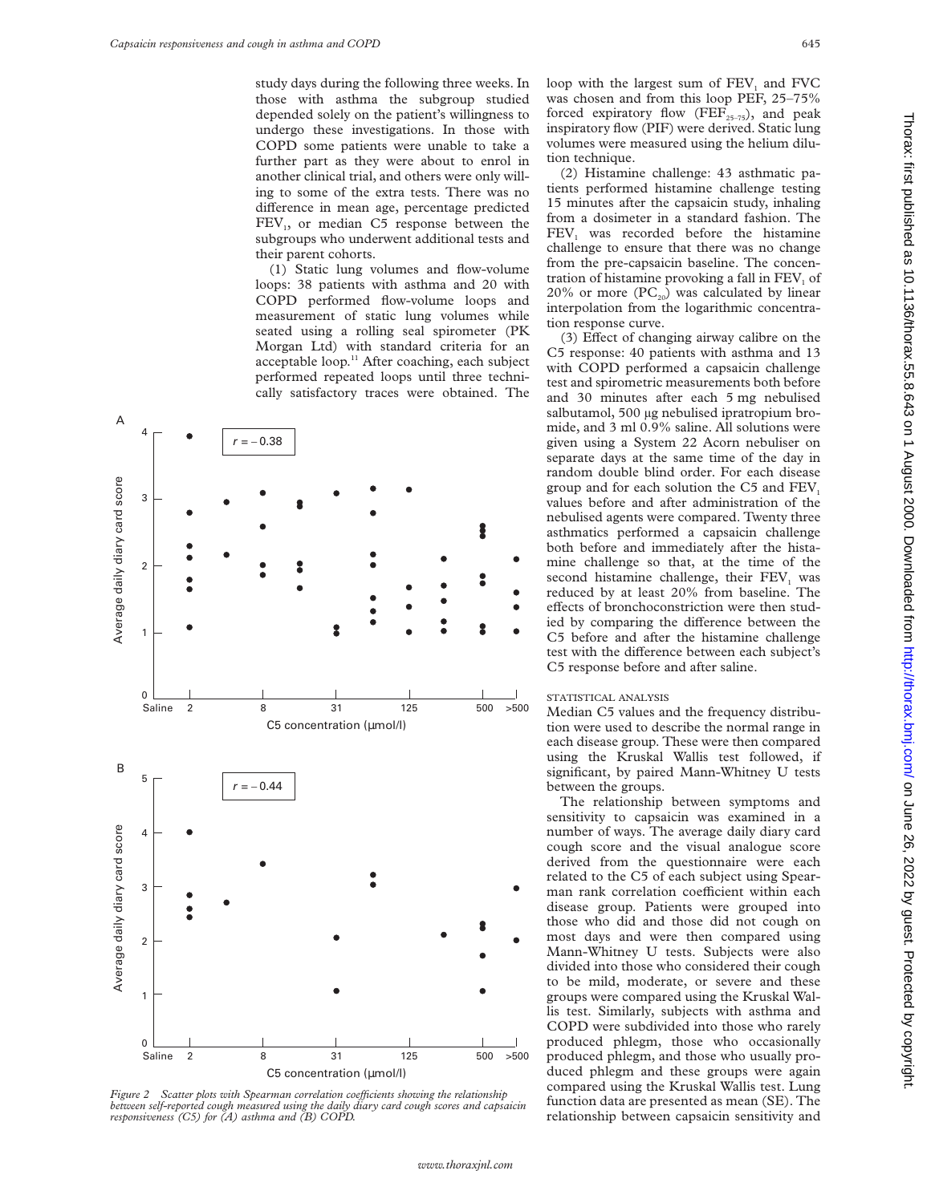study days during the following three weeks. In those with asthma the subgroup studied depended solely on the patient's willingness to undergo these investigations. In those with COPD some patients were unable to take a further part as they were about to enrol in another clinical trial, and others were only willing to some of the extra tests. There was no difference in mean age, percentage predicted $FEV_1$, or median C5 response between the subgroups who underwent additional tests and their parent cohorts.

(1) Static lung volumes and flow-volume loops: 38 patients with asthma and 20 with COPD performed flow-volume loops and measurement of static lung volumes while seated using a rolling seal spirometer (PK Morgan Ltd) with standard criteria for an acceptable loop.[11] After coaching, each subject performed repeated loops until three technically satisfactory traces were obtained. The loop with the largest sum of $FEV_1$ and FVC was chosen and from this loop PEF, 25–75% forced expiratory flow ($FEF_{25-75}$), and peak inspiratory flow (PIF) were derived. Static lung volumes were measured using the helium dilution technique.

(2) Histamine challenge: 43 asthmatic patients performed histamine challenge testing 15 minutes after the capsaicin study, inhaling from a dosimeter in a standard fashion. The $FEV_1$ was recorded before the histamine challenge to ensure that there was no change from the pre-capsaicin baseline. The concentration of histamine provoking a fall in $FEV_1$ of 20% or more ($PC_{20}$) was calculated by linear interpolation from the logarithmic concentration response curve.

(3) Effect of changing airway calibre on the C5 response: 40 patients with asthma and 13 with COPD performed a capsaicin challenge test and spirometric measurements both before and 30 minutes after each 5 mg nebulised salbutamol, 500 µg nebulised ipratropium bromide, and 3 ml 0.9% saline. All solutions were given using a System 22 Acorn nebuliser on separate days at the same time of the day in random double blind order. For each disease group and for each solution the C5 and $FEV_1$ values before and after administration of the nebulised agents were compared. Twenty three asthmatics performed a capsaicin challenge both before and immediately after the histamine challenge so that, at the time of the second histamine challenge, their $FEV_1$ was reduced by at least 20% from baseline. The effects of bronchoconstriction were then studied by comparing the difference between the C5 before and after the histamine challenge test with the difference between each subject's C5 response before and after saline.

Figure 2 Scatter plots with Spearman correlation coefficients showing the relationship between self-reported cough measured using the daily diary card cough scores and capsaicin responsiveness (C5) for (A) asthma and (B) COPD.

### STATISTICAL ANALYSIS

Median C5 values and the frequency distribution were used to describe the normal range in each disease group. These were then compared using the Kruskal Wallis test followed, if significant, by paired Mann-Whitney U tests between the groups.

The relationship between symptoms and sensitivity to capsaicin was examined in a number of ways. The average daily diary card cough score and the visual analogue score derived from the questionnaire were each related to the C5 of each subject using Spearman rank correlation coefficient within each disease group. Patients were grouped into those who did and those did not cough on most days and were then compared using Mann-Whitney U tests. Subjects were also divided into those who considered their cough to be mild, moderate, or severe and these groups were compared using the Kruskal Wallis test. Similarly, subjects with asthma and COPD were subdivided into those who rarely produced phlegm, those who occasionally produced phlegm, and those who usually produced phlegm and these groups were again compared using the Kruskal Wallis test. Lung function data are presented as mean (SE). The relationship between capsaicin sensitivity and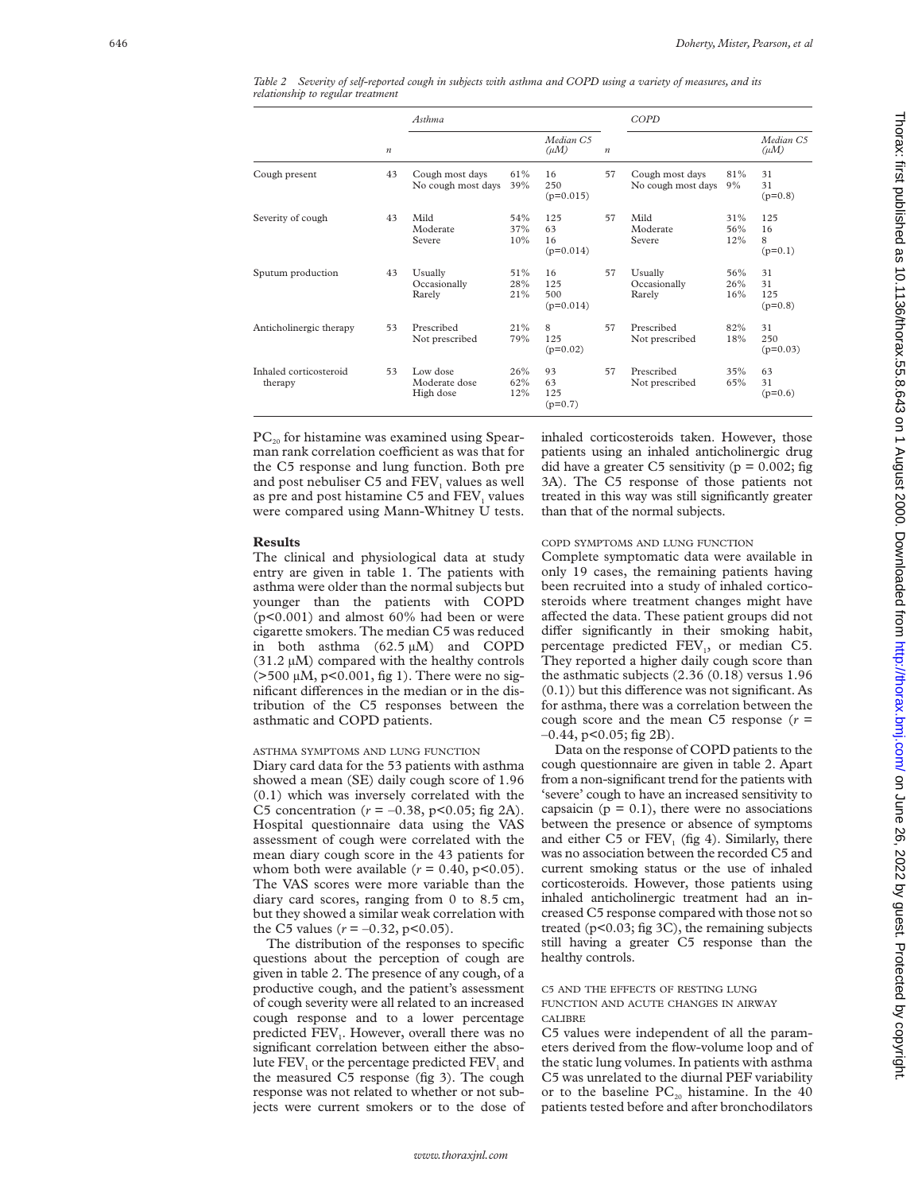*Table 2 Severity of self-reported cough in subjects with asthma and COPD using a variety of measures, and its relationship to regular treatment*

| | Asthma | | | | COPD | | | |
|---|---|---|---|---|---|---|---|---|
| | *n* | | | Median C5 (μM) | *n* | | | Median C5 (μM) |
| Cough present | 43 | Cough most days<br>No cough most days | 61%<br>39% | 16<br>250<br>(p=0.015) | 57 | Cough most days<br>No cough most days | 81%<br>9% | 31<br>31<br>(p=0.8) |
| Severity of cough | 43 | Mild<br>Moderate<br>Severe | 54%<br>37%<br>10% | 125<br>63<br>16<br>(p=0.014) | 57 | Mild<br>Moderate<br>Severe | 31%<br>56%<br>12% | 125<br>16<br>8<br>(p=0.1) |
| Sputum production | 43 | Usually<br>Occasionally<br>Rarely | 51%<br>28%<br>21% | 16<br>125<br>500<br>(p=0.014) | 57 | Usually<br>Occasionally<br>Rarely | 56%<br>26%<br>16% | 31<br>31<br>125<br>(p=0.8) |
| Anticholinergic therapy | 53 | Prescribed<br>Not prescribed | 21%<br>79% | 8<br>125<br>(p=0.02) | 57 | Prescribed<br>Not prescribed | 82%<br>18% | 31<br>250<br>(p=0.03) |
| Inhaled corticosteroid therapy | 53 | Low dose<br>Moderate dose<br>High dose | 26%<br>62%<br>12% | 93<br>63<br>125<br>(p=0.7) | 57 | Prescribed<br>Not prescribed | 35%<br>65% | 63<br>31<br>(p=0.6) |

$PC_{20}$ for histamine was examined using Spearman rank correlation coefficient as was that for the C5 response and lung function. Both pre and post nebuliser C5 and $FEV_1$ values as well as pre and post histamine C5 and $FEV_1$ values were compared using Mann-Whitney U tests.

## Results

The clinical and physiological data at study entry are given in table 1. The patients with asthma were older than the normal subjects but younger than the patients with COPD ($p<0.001$) and almost 60% had been or were cigarette smokers. The median C5 was reduced in both asthma (62.5 μM) and COPD (31.2 μM) compared with the healthy controls (>500 μM, $p<0.001$, fig 1). There were no significant differences in the median or in the distribution of the C5 responses between the asthmatic and COPD patients.

### ASTHMA SYMPTOMS AND LUNG FUNCTION

Diary card data for the 53 patients with asthma showed a mean (SE) daily cough score of 1.96 (0.1) which was inversely correlated with the C5 concentration ($r = -0.38$, $p<0.05$; fig 2A). Hospital questionnaire data using the VAS assessment of cough were correlated with the mean diary cough score in the 43 patients for whom both were available ($r = 0.40$, $p<0.05$). The VAS scores were more variable than the diary card scores, ranging from 0 to 8.5 cm, but they showed a similar weak correlation with the C5 values ($r = -0.32$, $p<0.05$).

The distribution of the responses to specific questions about the perception of cough are given in table 2. The presence of any cough, of a productive cough, and the patient's assessment of cough severity were all related to an increased cough response and to a lower percentage predicted $FEV_1$. However, overall there was no significant correlation between either the absolute $FEV_1$ or the percentage predicted $FEV_1$ and the measured C5 response (fig 3). The cough response was not related to whether or not subjects were current smokers or to the dose of inhaled corticosteroids taken. However, those patients using an inhaled anticholinergic drug did have a greater C5 sensitivity ($p = 0.002$; fig 3A). The C5 response of those patients not treated in this way was still significantly greater than that of the normal subjects.

### COPD SYMPTOMS AND LUNG FUNCTION

Complete symptomatic data were available in only 19 cases, the remaining patients having been recruited into a study of inhaled corticosteroids where treatment changes might have affected the data. These patient groups did not differ significantly in their smoking habit, percentage predicted $FEV_1$, or median C5. They reported a higher daily cough score than the asthmatic subjects (2.36 (0.18) versus 1.96 (0.1)) but this difference was not significant. As for asthma, there was a correlation between the cough score and the mean C5 response ($r = -0.44$, $p<0.05$; fig 2B).

Data on the response of COPD patients to the cough questionnaire are given in table 2. Apart from a non-significant trend for the patients with 'severe' cough to have an increased sensitivity to capsaicin ($p = 0.1$), there were no associations between the presence or absence of symptoms and either C5 or $FEV_1$ (fig 4). Similarly, there was no association between the recorded C5 and current smoking status or the use of inhaled corticosteroids. However, those patients using inhaled anticholinergic treatment had an increased C5 response compared with those not so treated ($p<0.03$; fig 3C), the remaining subjects still having a greater C5 response than the healthy controls.

### C5 AND THE EFFECTS OF RESTING LUNG FUNCTION AND ACUTE CHANGES IN AIRWAY CALIBRE

C5 values were independent of all the parameters derived from the flow-volume loop and of the static lung volumes. In patients with asthma C5 was unrelated to the diurnal PEF variability or to the baseline $PC_{20}$ histamine. In the 40 patients tested before and after bronchodilators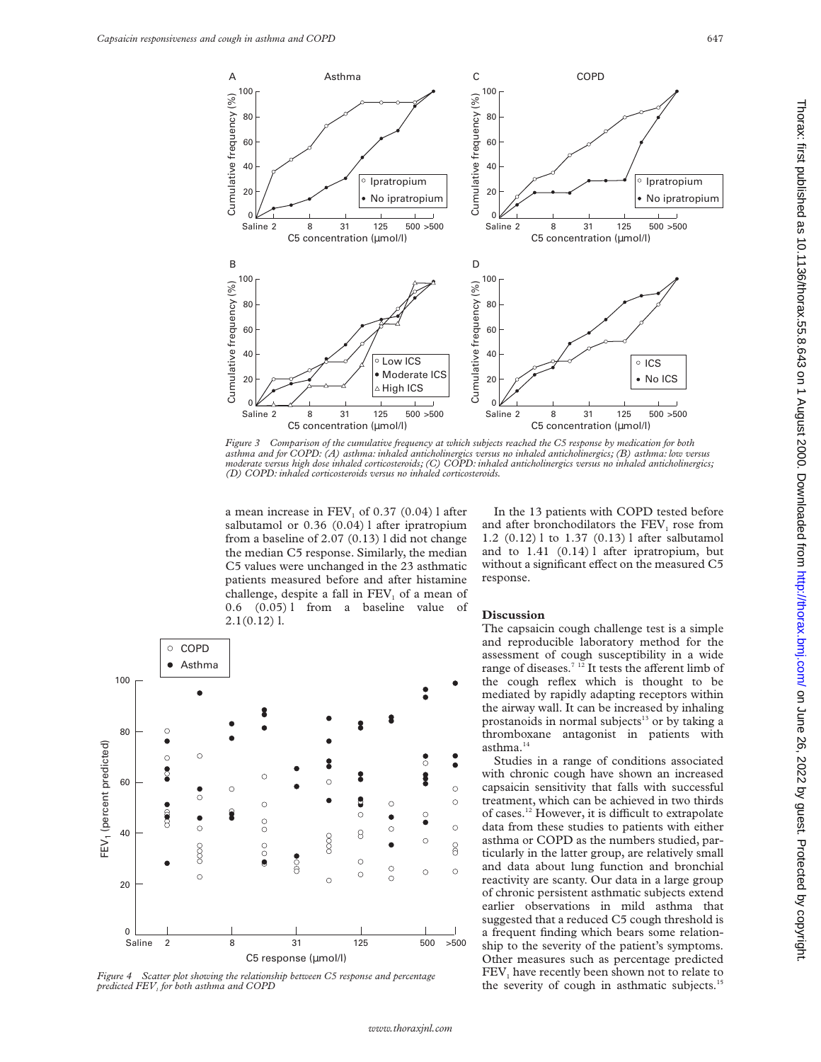Figure 3 Comparison of the cumulative frequency at which subjects reached the C5 response by medication for both asthma and for COPD: (A) asthma: inhaled anticholinergics versus no inhaled anticholinergics; (B) asthma: low versus moderate versus high dose inhaled corticosteroids; (C) COPD: inhaled anticholinergics versus no inhaled anticholinergics; (D) COPD: inhaled corticosteroids versus no inhaled corticosteroids.

a mean increase in $FEV_1$ of 0.37 (0.04) l after salbutamol or 0.36 (0.04) l after ipratropium from a baseline of 2.07 (0.13) l did not change the median C5 response. Similarly, the median C5 values were unchanged in the 23 asthmatic patients measured before and after histamine challenge, despite a fall in $FEV_1$ of a mean of 0.6 (0.05) l from a baseline value of 2.1(0.12) l.

Figure 4 Scatter plot showing the relationship between C5 response and percentage predicted $FEV_1$ for both asthma and COPD

In the 13 patients with COPD tested before and after bronchodilators the $FEV_1$ rose from 1.2 (0.12) l to 1.37 (0.13) l after salbutamol and to 1.41 (0.14) l after ipratropium, but without a significant effect on the measured C5 response.

## Discussion

The capsaicin cough challenge test is a simple and reproducible laboratory method for the assessment of cough susceptibility in a wide range of diseases.[7 12] It tests the afferent limb of the cough reflex which is thought to be mediated by rapidly adapting receptors within the airway wall. It can be increased by inhaling prostanoids in normal subjects[13] or by taking a thromboxane antagonist in patients with asthma.[14]

Studies in a range of conditions associated with chronic cough have shown an increased capsaicin sensitivity that falls with successful treatment, which can be achieved in two thirds of cases.[12] However, it is difficult to extrapolate data from these studies to patients with either asthma or COPD as the numbers studied, particularly in the latter group, are relatively small and data about lung function and bronchial reactivity are scanty. Our data in a large group of chronic persistent asthmatic subjects extend earlier observations in mild asthma that suggested that a reduced C5 cough threshold is a frequent finding which bears some relationship to the severity of the patient's symptoms. Other measures such as percentage predicted $FEV_1$ have recently been shown not to relate to the severity of cough in asthmatic subjects.[15]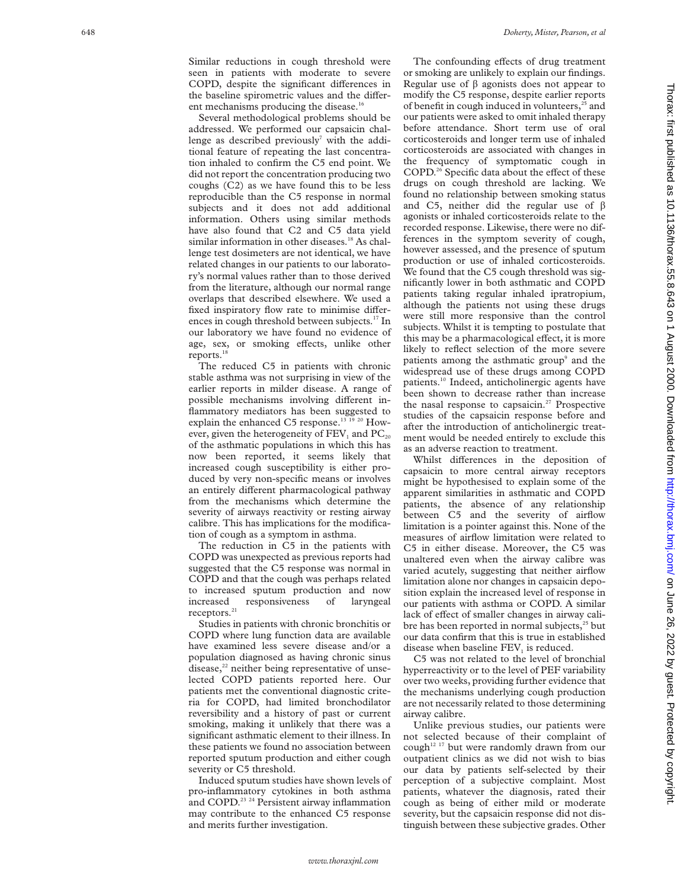Similar reductions in cough threshold were seen in patients with moderate to severe COPD, despite the significant differences in the baseline spirometric values and the different mechanisms producing the disease.[16]

Several methodological problems should be addressed. We performed our capsaicin challenge as described previously[7] with the additional feature of repeating the last concentration inhaled to confirm the C5 end point. We did not report the concentration producing two coughs (C2) as we have found this to be less reproducible than the C5 response in normal subjects and it does not add additional information. Others using similar methods have also found that C2 and C5 data yield similar information in other diseases.[18] As challenge test dosimeters are not identical, we have related changes in our patients to our laboratory's normal values rather than to those derived from the literature, although our normal range overlaps that described elsewhere. We used a fixed inspiratory flow rate to minimise differences in cough threshold between subjects.[17] In our laboratory we have found no evidence of age, sex, or smoking effects, unlike other reports.[18]

The reduced C5 in patients with chronic stable asthma was not surprising in view of the earlier reports in milder disease. A range of possible mechanisms involving different inflammatory mediators has been suggested to explain the enhanced C5 response.[13 19 20] However, given the heterogeneity of $FEV_1$ and $PC_{20}$ of the asthmatic populations in which this has now been reported, it seems likely that increased cough susceptibility is either produced by very non-specific means or involves an entirely different pharmacological pathway from the mechanisms which determine the severity of airways reactivity or resting airway calibre. This has implications for the modification of cough as a symptom in asthma.

The reduction in C5 in the patients with COPD was unexpected as previous reports had suggested that the C5 response was normal in COPD and that the cough was perhaps related to increased sputum production and now increased responsiveness of laryngeal receptors.[21]

Studies in patients with chronic bronchitis or COPD where lung function data are available have examined less severe disease and/or a population diagnosed as having chronic sinus disease,[22] neither being representative of unselected COPD patients reported here. Our patients met the conventional diagnostic criteria for COPD, had limited bronchodilator reversibility and a history of past or current smoking, making it unlikely that there was a significant asthmatic element to their illness. In these patients we found no association between reported sputum production and either cough severity or C5 threshold.

Induced sputum studies have shown levels of pro-inflammatory cytokines in both asthma and COPD.[23 24] Persistent airway inflammation may contribute to the enhanced C5 response and merits further investigation.

The confounding effects of drug treatment or smoking are unlikely to explain our findings. Regular use of β agonists does not appear to modify the C5 response, despite earlier reports of benefit in cough induced in volunteers,[25] and our patients were asked to omit inhaled therapy before attendance. Short term use of oral corticosteroids and longer term use of inhaled corticosteroids are associated with changes in the frequency of symptomatic cough in COPD.[26] Specific data about the effect of these drugs on cough threshold are lacking. We found no relationship between smoking status and C5, neither did the regular use of β agonists or inhaled corticosteroids relate to the recorded response. Likewise, there were no differences in the symptom severity of cough, however assessed, and the presence of sputum production or use of inhaled corticosteroids. We found that the C5 cough threshold was significantly lower in both asthmatic and COPD patients taking regular inhaled ipratropium, although the patients not using these drugs were still more responsive than the control subjects. Whilst it is tempting to postulate that this may be a pharmacological effect, it is more likely to reflect selection of the more severe patients among the asthmatic group[9] and the widespread use of these drugs among COPD patients.[10] Indeed, anticholinergic agents have been shown to decrease rather than increase the nasal response to capsaicin.[27] Prospective studies of the capsaicin response before and after the introduction of anticholinergic treatment would be needed entirely to exclude this as an adverse reaction to treatment.

Whilst differences in the deposition of capsaicin to more central airway receptors might be hypothesised to explain some of the apparent similarities in asthmatic and COPD patients, the absence of any relationship between C5 and the severity of airflow limitation is a pointer against this. None of the measures of airflow limitation were related to C5 in either disease. Moreover, the C5 was unaltered even when the airway calibre was varied acutely, suggesting that neither airflow limitation alone nor changes in capsaicin deposition explain the increased level of response in our patients with asthma or COPD. A similar lack of effect of smaller changes in airway calibre has been reported in normal subjects,[25] but our data confirm that this is true in established disease when baseline $FEV_1$ is reduced.

C5 was not related to the level of bronchial hyperreactivity or to the level of PEF variability over two weeks, providing further evidence that the mechanisms underlying cough production are not necessarily related to those determining airway calibre.

Unlike previous studies, our patients were not selected because of their complaint of cough[12 17] but were randomly drawn from our outpatient clinics as we did not wish to bias our data by patients self-selected by their perception of a subjective complaint. Most patients, whatever the diagnosis, rated their cough as being of either mild or moderate severity, but the capsaicin response did not distinguish between these subjective grades. Other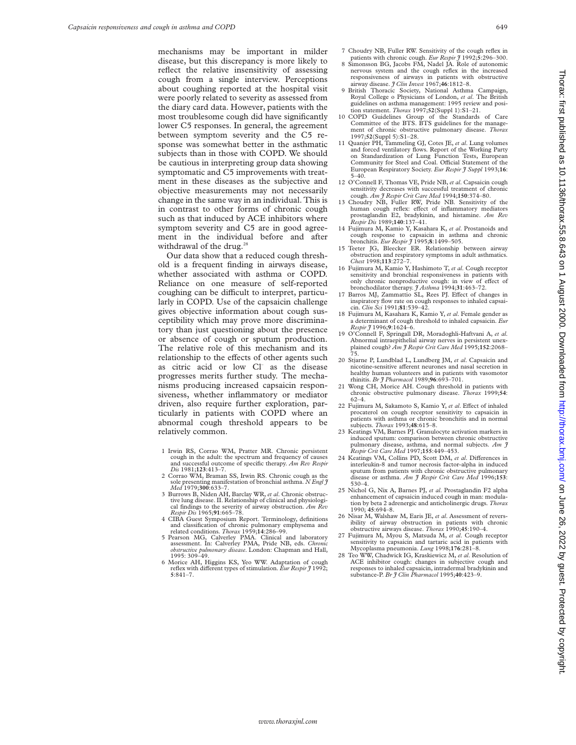mechanisms may be important in milder disease, but this discrepancy is more likely to reflect the relative insensitivity of assessing cough from a single interview. Perceptions about coughing reported at the hospital visit were poorly related to severity as assessed from the diary card data. However, patients with the most troublesome cough did have significantly lower C5 responses. In general, the agreement between symptom severity and the C5 response was somewhat better in the asthmatic subjects than in those with COPD. We should be cautious in interpreting group data showing symptomatic and C5 improvements with treatment in these diseases as the subjective and objective measurements may not necessarily change in the same way in an individual. This is in contrast to other forms of chronic cough such as that induced by ACE inhibitors where symptom severity and C5 are in good agreement in the individual before and after withdrawal of the drug.[28]

Our data show that a reduced cough threshold is a frequent finding in airways disease, whether associated with asthma or COPD. Reliance on one measure of self-reported coughing can be difficult to interpret, particularly in COPD. Use of the capsaicin challenge gives objective information about cough susceptibility which may prove more discriminatory than just questioning about the presence or absence of cough or sputum production. The relative role of this mechanism and its relationship to the effects of other agents such as citric acid or low $Cl^-$ as the disease progresses merits further study. The mechanisms producing increased capsaicin responsiveness, whether inflammatory or mediator driven, also require further exploration, particularly in patients with COPD where an abnormal cough threshold appears to be relatively common.

1. Irwin RS, Corrao WM, Pratter MR. Chronic persistent cough in the adult: the spectrum and frequency of causes and successful outcome of specific therapy. *Am Rev Respir Dis* 1981;**123**:413–7.
2. Corrao WM, Braman SS, Irwin RS. Chronic cough as the sole presenting manifestation of bronchial asthma. *N Engl J Med* 1979;**300**:633–7.
3. Burrows B, Niden AH, Barclay WR, *et al*. Chronic obstructive lung disease. II. Relationship of clinical and physiological findings to the severity of airway obstruction. *Am Rev Respir Dis* 1965;**91**:665–78.
4. CIBA Guest Symposium Report. Terminology, definitions and classification of chronic pulmonary emphysema and related conditions. *Thorax* 1959;**14**:286–99.
5. Pearson MG, Calverley PMA. Clinical and laboratory assessment. In: Calverley PMA, Pride NB, eds. *Chronic obstructive pulmonary disease*. London: Chapman and Hall, 1995: 309–49.
6. Morice AH, Higgins KS, Yeo WW. Adaptation of cough reflex with different types of stimulation. *Eur Respir J* 1992; **5**:841–7.
7. Choudry NB, Fuller RW. Sensitivity of the cough reflex in patients with chronic cough. *Eur Respir J* 1992;**5**:296–300.
8. Simonsson BG, Jacobs FM, Nadel JA. Role of autonomic nervous system and the cough reflex in the increased responsiveness of airways in patients with obstructive airway disease. *J Clin Invest* 1967;**46**:1812–8.
9. British Thoracic Society, National Asthma Campaign, Royal College o Physicians of London, *et al*. The British guidelines on asthma management: 1995 review and position statement. *Thorax* 1997;**52**(Suppl 1):S1–21.
10. COPD Guidelines Group of the Standards of Care Committee of the BTS. BTS guidelines for the management of chronic obstructive pulmonary disease. *Thorax* 1997;**52**(Suppl 5):S1–28.
11. Quanjer PH, Tammeling GJ, Cotes JE, *et al*. Lung volumes and forced ventilatory flows. Report of the Working Party on Standardization of Lung Function Tests, European Community for Steel and Coal. Official Statement of the European Respiratory Society. *Eur Respir J Suppl* 1993;**16**: 5–40.
12. O'Connell F, Thomas VE, Pride NB, *et al*. Capsaicin cough sensitivity decreases with successful treatment of chronic cough. *Am J Respir Crit Care Med* 1994;**150**:374–80.
13. Choudry NB, Fuller RW, Pride NB. Sensitivity of the human cough reflex: effect of inflammatory mediators prostaglandin E2, bradykinin, and histamine. *Am Rev Respir Dis* 1989;**140**:137–41.
14. Fujimura M, Kamio Y, Kasahara K, *et al*. Prostanoids and cough response to capsaicin in asthma and chronic bronchitis. *Eur Respir J* 1995;**8**:1499–505.
15. Teeter JG, Bleecker ER. Relationship between airway obstruction and respiratory symptoms in adult asthmatics. *Chest* 1998;**113**:272–7.
16. Fujimura M, Kamio Y, Hashimoto T, *et al*. Cough receptor sensitivity and bronchial responsiveness in patients with only chronic nonproductive cough: in view of effect of bronchodilator therapy. *J Asthma* 1994;**31**:463–72.
17. Barros MJ, Zammattio SL, Rees PJ. Effect of changes in inspiratory flow rate on cough responses to inhaled capsaicin. *Clin Sci* 1991;**81**:539–42.
18. Fujimura M, Kasahara K, Kamio Y, *et al*. Female gender as a determinant of cough threshold to inhaled capsaicin. *Eur Respir J* 1996;**9**:1624–6.
19. O'Connell F, Springall DR, Moradoghli-Haftvani A, *et al*. Abnormal intraepithelial airway nerves in persistent unexplained cough? *Am J Respir Crit Care Med* 1995;**152**:2068–75.
20. Stjarne P, Lundblad L, Lundberg JM, *et al*. Capsaicin and nicotine-sensitive afferent neurones and nasal secretion in healthy human volunteers and in patients with vasomotor rhinitis. *Br J Pharmacol* 1989;**96**:693–701.
21. Wong CH, Morice AH. Cough threshold in patients with chronic obstructive pulmonary disease. *Thorax* 1999;**54**: 62–4.
22. Fujimura M, Sakamoto S, Kamio Y, *et al*. Effect of inhaled procaterol on cough receptor sensitivity to capsaicin in patients with asthma or chronic bronchitis and in normal subjects. *Thorax* 1993;**48**:615–8.
23. Keatings VM, Barnes PJ. Granulocyte activation markers in induced sputum: comparison between chronic obstructive pulmonary disease, asthma, and normal subjects. *Am J Respir Crit Care Med* 1997;**155**:449–453.
24. Keatings VM, Collins PD, Scott DM, *et al*. Differences in interleukin-8 and tumor necrosis factor-alpha in induced sputum from patients with chronic obstructive pulmonary disease or asthma. *Am J Respir Crit Care Med* 1996;**153**: 530–4.
25. Nichol G, Nix A, Barnes PJ, *et al*. Prostaglandin F2 alpha enhancement of capsaicin induced cough in man: modulation by beta 2 adrenergic and anticholinergic drugs. *Thorax* 1990; **45**:694–8.
26. Nisar M, Walshaw M, Earis JE, *et al*. Assessment of reversibility of airway obstruction in patients with chronic obstructive airways disease. *Thorax* 1990;**45**:190–4.
27. Fujimura M, Myou S, Matsuda M, *et al*. Cough receptor sensitivity to capsaicin and tartaric acid in patients with Mycoplasma pneumonia. *Lung* 1998;**176**:281–8.
28. Teo WW, Chadwick IG, Kraskiewicz M, *et al*. Resolution of ACE inhibitor cough: changes in subjective cough and responses to inhaled capsaicin, intradermal bradykinin and substance-P. *Br J Clin Pharmacol* 1995;**40**:423–9.